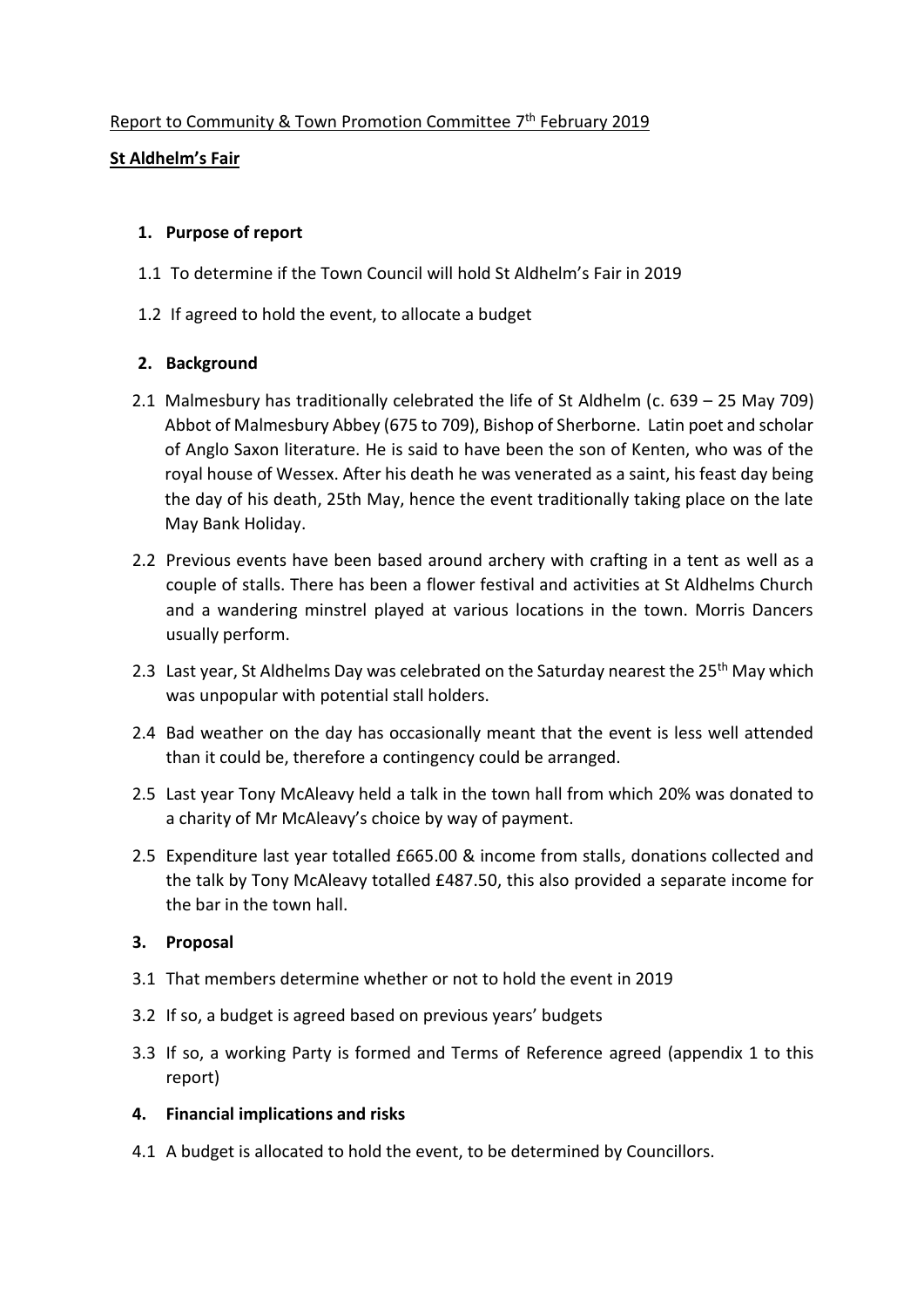Report to Community & Town Promotion Committee 7th February 2019

**St Aldhelm's Fair**

## 1. Purpose of report

1.1 To determine if the Town Council will hold St Aldhelm's Fair in 2019

1.2 If agreed to hold the event, to allocate a budget

## 2. Background

2.1 Malmesbury has traditionally celebrated the life of St Aldhelm (c. 639 – 25 May 709) Abbot of Malmesbury Abbey (675 to 709), Bishop of Sherborne. Latin poet and scholar of Anglo Saxon literature. He is said to have been the son of Kenten, who was of the royal house of Wessex. After his death he was venerated as a saint, his feast day being the day of his death, 25th May, hence the event traditionally taking place on the late May Bank Holiday.

2.2 Previous events have been based around archery with crafting in a tent as well as a couple of stalls. There has been a flower festival and activities at St Aldhelms Church and a wandering minstrel played at various locations in the town. Morris Dancers usually perform.

2.3 Last year, St Aldhelms Day was celebrated on the Saturday nearest the 25th May which was unpopular with potential stall holders.

2.4 Bad weather on the day has occasionally meant that the event is less well attended than it could be, therefore a contingency could be arranged.

2.5 Last year Tony McAleavy held a talk in the town hall from which 20% was donated to a charity of Mr McAleavy's choice by way of payment.

2.5 Expenditure last year totalled £665.00 & income from stalls, donations collected and the talk by Tony McAleavy totalled £487.50, this also provided a separate income for the bar in the town hall.

## 3. Proposal

3.1 That members determine whether or not to hold the event in 2019

3.2 If so, a budget is agreed based on previous years' budgets

3.3 If so, a working Party is formed and Terms of Reference agreed (appendix 1 to this report)

## 4. Financial implications and risks

4.1 A budget is allocated to hold the event, to be determined by Councillors.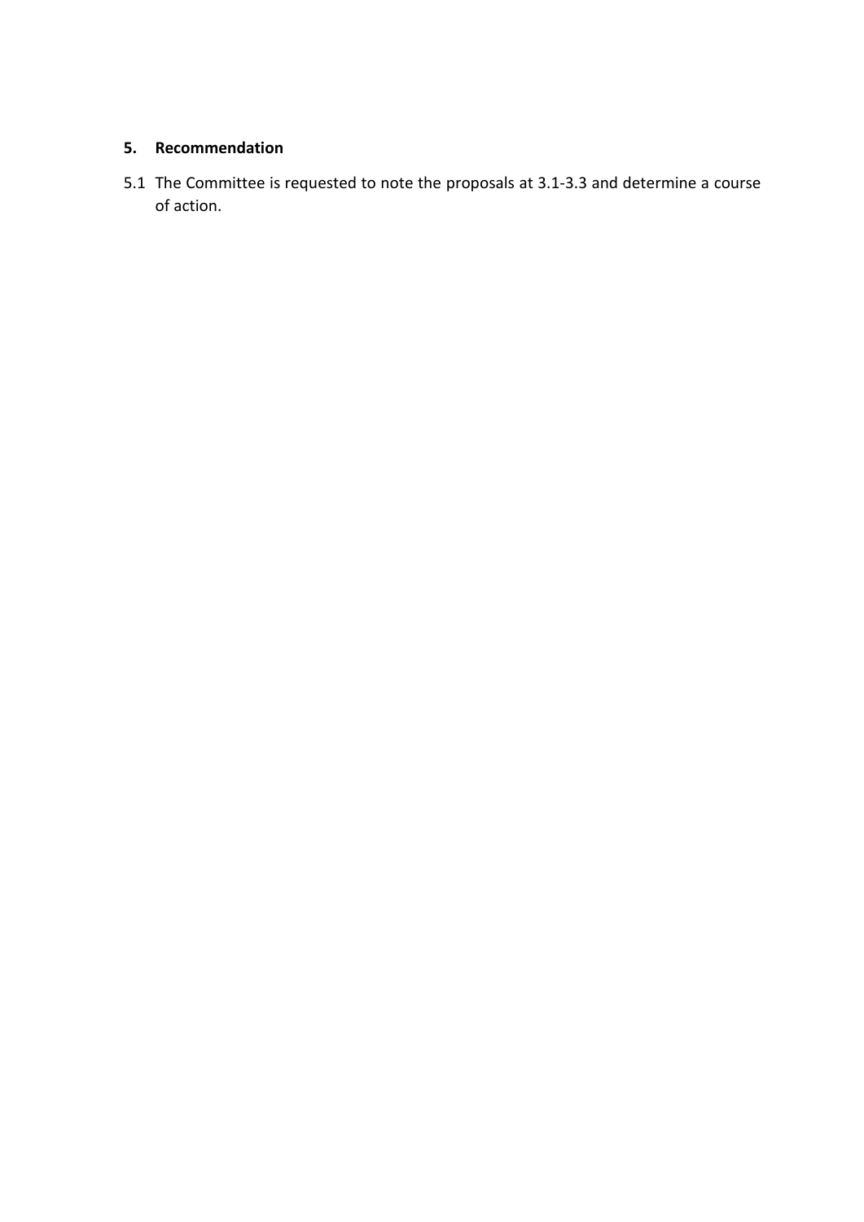## 5. Recommendation

5.1 The Committee is requested to note the proposals at 3.1-3.3 and determine a course of action.